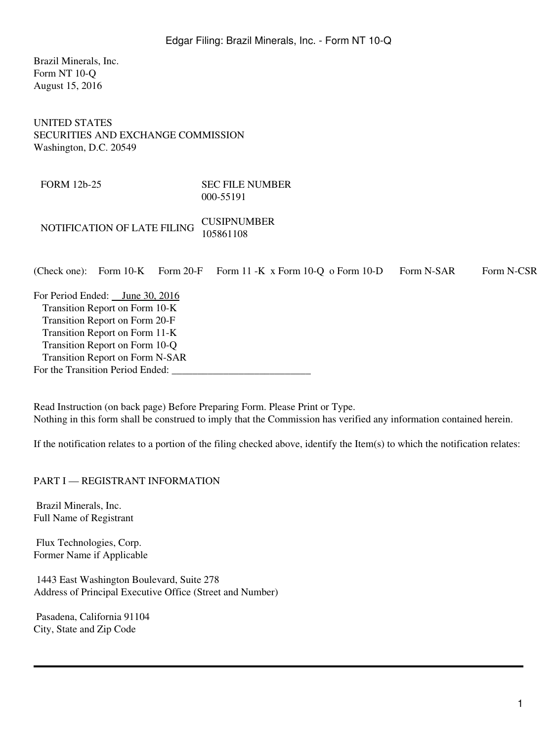Brazil Minerals, Inc.
Form NT 10-Q
August 15, 2016

UNITED STATES
SECURITIES AND EXCHANGE COMMISSION
Washington, D.C. 20549

| FORM 12b-25 | SEC FILE NUMBER 000-55191 |
| --- | --- |
| NOTIFICATION OF LATE FILING | CUSIPNUMBER 105861108 |

(Check one): Form 10-K Form 20-F Form 11 -K x Form 10-Q o Form 10-D Form N-SAR Form N-CSR

For Period Ended: June 30, 2016
Transition Report on Form 10-K
Transition Report on Form 20-F
Transition Report on Form 11-K
Transition Report on Form 10-Q
Transition Report on Form N-SAR
For the Transition Period Ended: ___________________________

Read Instruction (on back page) Before Preparing Form. Please Print or Type.
Nothing in this form shall be construed to imply that the Commission has verified any information contained herein.

If the notification relates to a portion of the filing checked above, identify the Item(s) to which the notification relates:

## PART I — REGISTRANT INFORMATION

Brazil Minerals, Inc.
Full Name of Registrant

Flux Technologies, Corp.
Former Name if Applicable

1443 East Washington Boulevard, Suite 278
Address of Principal Executive Office (Street and Number)

Pasadena, California 91104
City, State and Zip Code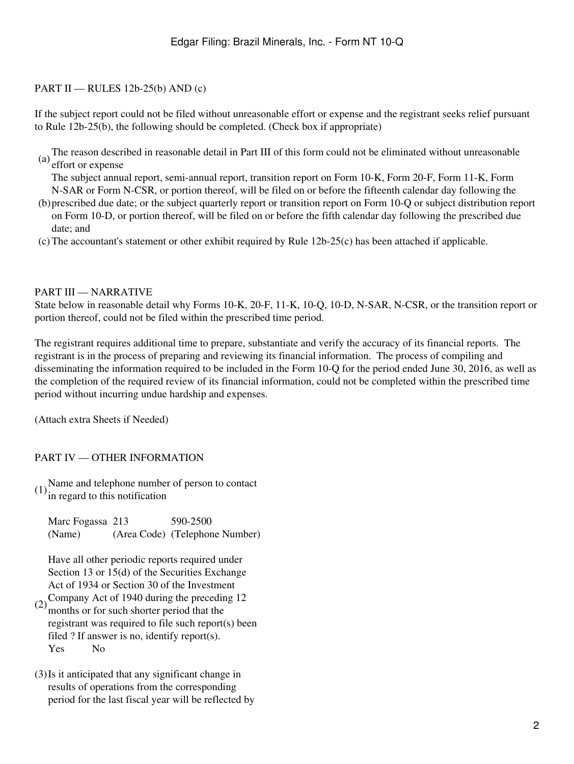PART II — RULES 12b-25(b) AND (c)

If the subject report could not be filed without unreasonable effort or expense and the registrant seeks relief pursuant to Rule 12b-25(b), the following should be completed. (Check box if appropriate)

(a) The reason described in reasonable detail in Part III of this form could not be eliminated without unreasonable effort or expense

(b) The subject annual report, semi-annual report, transition report on Form 10-K, Form 20-F, Form 11-K, Form N-SAR or Form N-CSR, or portion thereof, will be filed on or before the fifteenth calendar day following the prescribed due date; or the subject quarterly report or transition report on Form 10-Q or subject distribution report on Form 10-D, or portion thereof, will be filed on or before the fifth calendar day following the prescribed due date; and

(c) The accountant's statement or other exhibit required by Rule 12b-25(c) has been attached if applicable.

PART III — NARRATIVE

State below in reasonable detail why Forms 10-K, 20-F, 11-K, 10-Q, 10-D, N-SAR, N-CSR, or the transition report or portion thereof, could not be filed within the prescribed time period.

The registrant requires additional time to prepare, substantiate and verify the accuracy of its financial reports. The registrant is in the process of preparing and reviewing its financial information. The process of compiling and disseminating the information required to be included in the Form 10-Q for the period ended June 30, 2016, as well as the completion of the required review of its financial information, could not be completed within the prescribed time period without incurring undue hardship and expenses.

(Attach extra Sheets if Needed)

PART IV — OTHER INFORMATION

(1) Name and telephone number of person to contact in regard to this notification

| Marc Fogassa | 213 | 590-2500 |
|---|---|---|
| (Name) | (Area Code) | (Telephone Number) |

(2) Have all other periodic reports required under Section 13 or 15(d) of the Securities Exchange Act of 1934 or Section 30 of the Investment Company Act of 1940 during the preceding 12 months or for such shorter period that the registrant was required to file such report(s) been filed ? If answer is no, identify report(s).
Yes No

(3) Is it anticipated that any significant change in results of operations from the corresponding period for the last fiscal year will be reflected by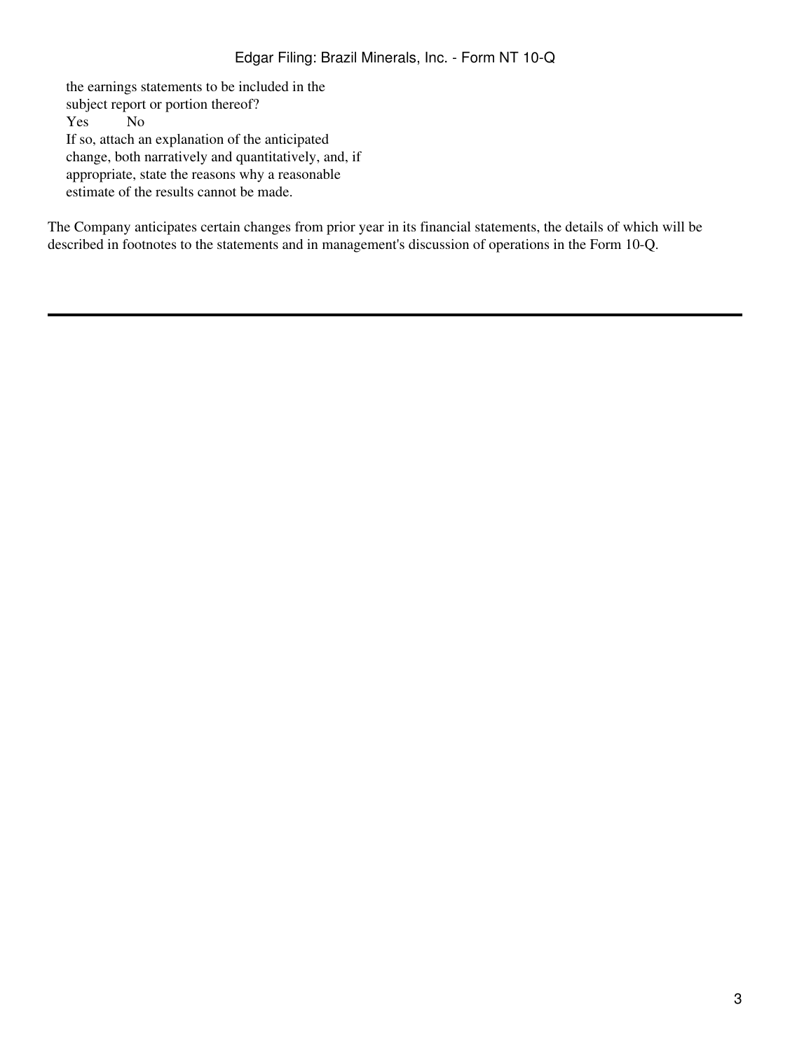the earnings statements to be included in the subject report or portion thereof?

Yes No

If so, attach an explanation of the anticipated change, both narratively and quantitatively, and, if appropriate, state the reasons why a reasonable estimate of the results cannot be made.

The Company anticipates certain changes from prior year in its financial statements, the details of which will be described in footnotes to the statements and in management's discussion of operations in the Form 10-Q.

---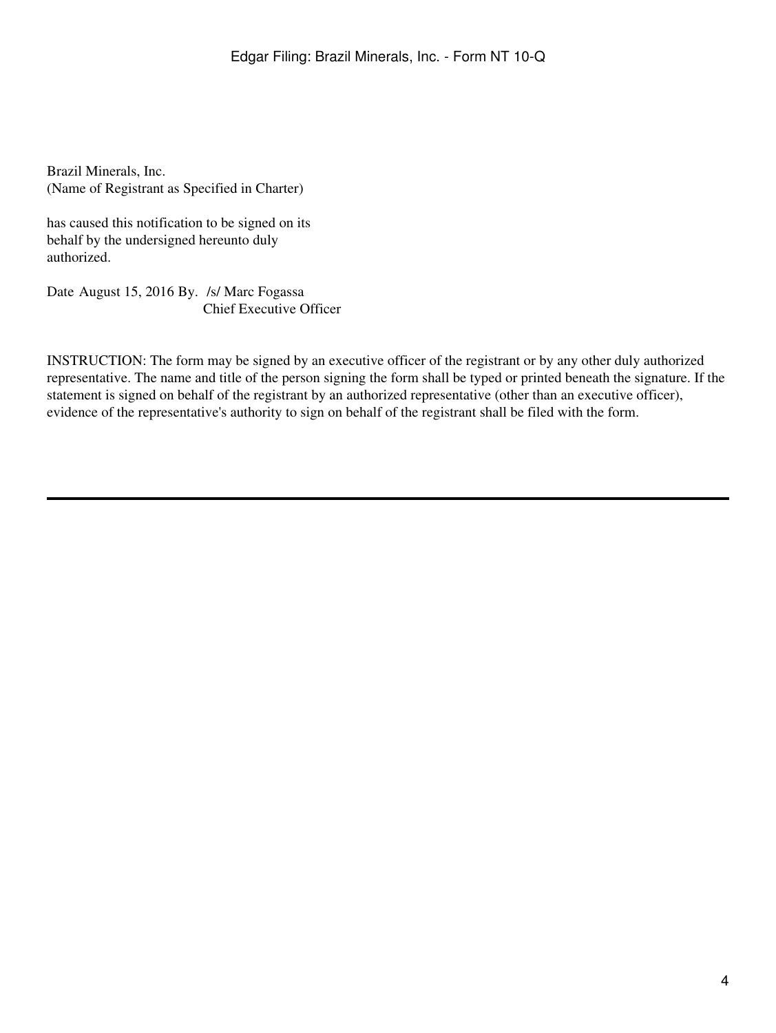Brazil Minerals, Inc.
(Name of Registrant as Specified in Charter)

has caused this notification to be signed on its behalf by the undersigned hereunto duly authorized.

Date August 15, 2016 By. /s/ Marc Fogassa
Chief Executive Officer

INSTRUCTION: The form may be signed by an executive officer of the registrant or by any other duly authorized representative. The name and title of the person signing the form shall be typed or printed beneath the signature. If the statement is signed on behalf of the registrant by an authorized representative (other than an executive officer), evidence of the representative's authority to sign on behalf of the registrant shall be filed with the form.